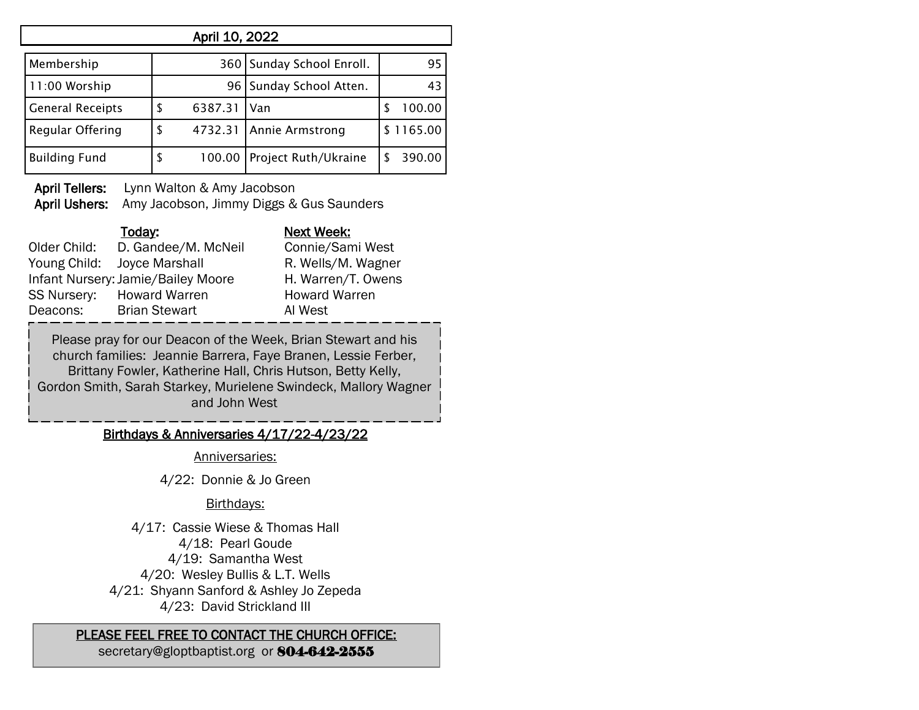## April 10, 2022

| Membership | 360 | Sunday School Enroll. | 95 |
|---|---|---|---|
| 11:00 Worship | 96 | Sunday School Atten. | 43 |
| General Receipts | $ 6387.31 | Van | $ 100.00 |
| Regular Offering | $ 4732.31 | Annie Armstrong | $ 1165.00 |
| Building Fund | $ 100.00 | Project Ruth/Ukraine | $ 390.00 |

**April Tellers:** Lynn Walton & Amy Jacobson
**April Ushers:** Amy Jacobson, Jimmy Diggs & Gus Saunders

| | Today: | Next Week: |
|---|---|---|
| Older Child: | D. Gandee/M. McNeil | Connie/Sami West |
| Young Child: | Joyce Marshall | R. Wells/M. Wagner |
| Infant Nursery: | Jamie/Bailey Moore | H. Warren/T. Owens |
| SS Nursery: | Howard Warren | Howard Warren |
| Deacons: | Brian Stewart | Al West |

Please pray for our Deacon of the Week, Brian Stewart and his church families: Jeannie Barrera, Faye Branen, Lessie Ferber, Brittany Fowler, Katherine Hall, Chris Hutson, Betty Kelly, Gordon Smith, Sarah Starkey, Murielene Swindeck, Mallory Wagner and John West

### Birthdays & Anniversaries 4/17/22-4/23/22

Anniversaries:

4/22: Donnie & Jo Green

Birthdays:

4/17: Cassie Wiese & Thomas Hall
4/18: Pearl Goude
4/19: Samantha West
4/20: Wesley Bullis & L.T. Wells
4/21: Shyann Sanford & Ashley Jo Zepeda
4/23: David Strickland III

**PLEASE FEEL FREE TO CONTACT THE CHURCH OFFICE:**
secretary@gloptbaptist.org or **804-642-2555**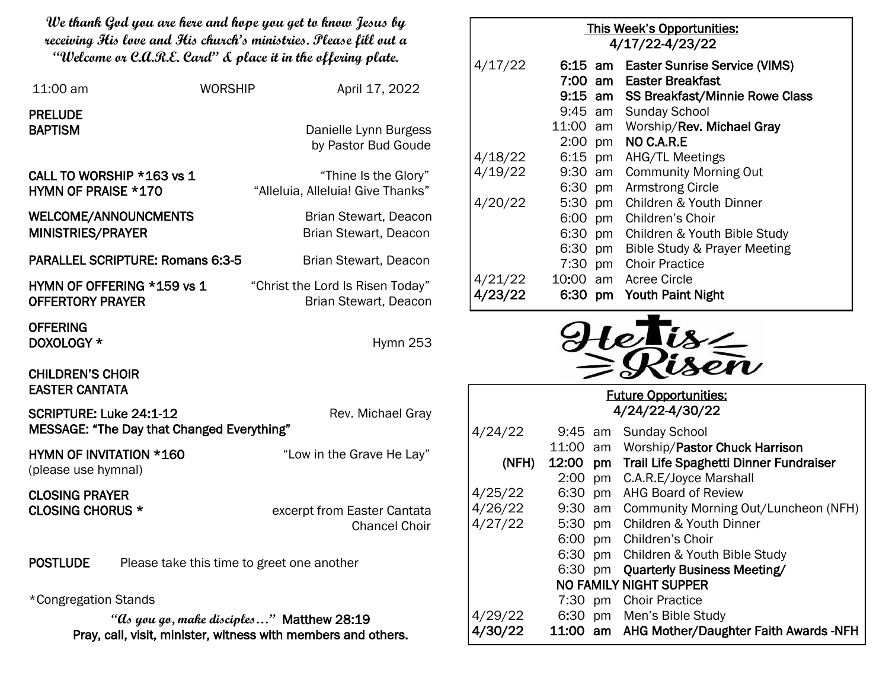***We thank God you are here and hope you get to know Jesus by receiving His love and His church's ministries. Please fill out a "Welcome or C.A.R.E. Card" & place it in the offering plate.***

| 11:00 am | WORSHIP | April 17, 2022 |
|---|---|---|

**PRELUDE**
**BAPTISM** — Danielle Lynn Burgess by Pastor Bud Goude

**CALL TO WORSHIP *163 vs 1** — "Thine Is the Glory"
**HYMN OF PRAISE *170** — "Alleluia, Alleluia! Give Thanks"

**WELCOME/ANNOUNCMENTS** — Brian Stewart, Deacon
**MINISTRIES/PRAYER** — Brian Stewart, Deacon

**PARALLEL SCRIPTURE: Romans 6:3-5** — Brian Stewart, Deacon

**HYMN OF OFFERING *159 vs 1** — "Christ the Lord Is Risen Today"
**OFFERTORY PRAYER** — Brian Stewart, Deacon

**OFFERING**
**DOXOLOGY *** — Hymn 253

**CHILDREN'S CHOIR**
**EASTER CANTATA**

**SCRIPTURE: Luke 24:1-12** — Rev. Michael Gray
**MESSAGE: "The Day that Changed Everything"**

**HYMN OF INVITATION *160** — "Low in the Grave He Lay"
(please use hymnal)

**CLOSING PRAYER**
**CLOSING CHORUS *** — excerpt from Easter Cantata, Chancel Choir

**POSTLUDE** Please take this time to greet one another

*Congregation Stands

***"As you go, make disciples…"*** **Matthew 28:19**
**Pray, call, visit, minister, witness with members and others.**

## This Week's Opportunities: 4/17/22-4/23/22

| | | |
|---|---|---|
| 4/17/22 | **6:15 am** | **Easter Sunrise Service (VIMS)** |
| | **7:00 am** | **Easter Breakfast** |
| | **9:15 am** | **SS Breakfast/Minnie Rowe Class** |
| | 9:45 am | Sunday School |
| | 11:00 am | Worship/**Rev. Michael Gray** |
| | 2:00 pm | **NO C.A.R.E** |
| 4/18/22 | 6:15 pm | AHG/TL Meetings |
| 4/19/22 | 9:30 am | Community Morning Out |
| | 6:30 pm | Armstrong Circle |
| 4/20/22 | 5:30 pm | Children & Youth Dinner |
| | 6:00 pm | Children's Choir |
| | 6:30 pm | Children & Youth Bible Study |
| | 6:30 pm | Bible Study & Prayer Meeting |
| | 7:30 pm | Choir Practice |
| 4/21/22 | 10:00 am | Acree Circle |
| **4/23/22** | **6:30 pm** | **Youth Paint Night** |

He is Risen

## Future Opportunities: 4/24/22-4/30/22

| | | |
|---|---|---|
| 4/24/22 | 9:45 am | Sunday School |
| | 11:00 am | Worship/**Pastor Chuck Harrison** |
| **(NFH)** | **12:00 pm** | **Trail Life Spaghetti Dinner Fundraiser** |
| | 2:00 pm | C.A.R.E/Joyce Marshall |
| 4/25/22 | 6:30 pm | AHG Board of Review |
| 4/26/22 | 9:30 am | Community Morning Out/Luncheon (NFH) |
| 4/27/22 | 5:30 pm | Children & Youth Dinner |
| | 6:00 pm | Children's Choir |
| | 6:30 pm | Children & Youth Bible Study |
| | 6:30 pm | **Quarterly Business Meeting/ NO FAMILY NIGHT SUPPER** |
| | 7:30 pm | Choir Practice |
| 4/29/22 | 6:30 pm | Men's Bible Study |
| **4/30/22** | **11:00 am** | **AHG Mother/Daughter Faith Awards -NFH** |